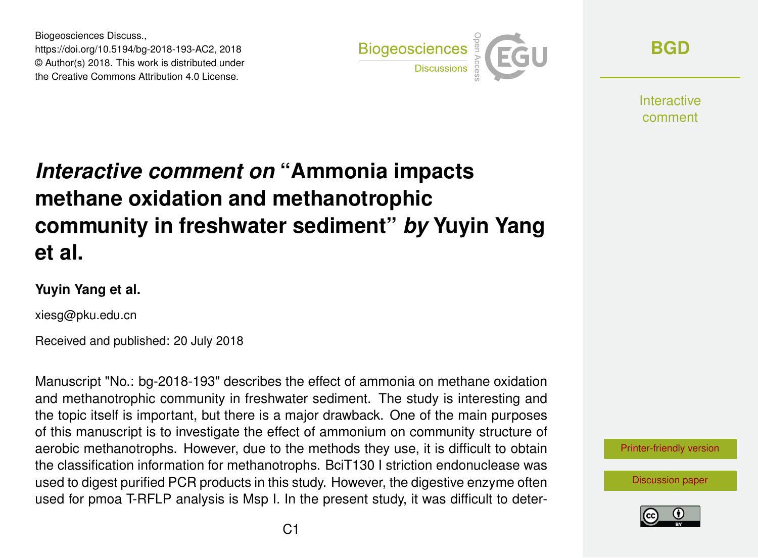# *Interactive comment on* "Ammonia impacts methane oxidation and methanotrophic community in freshwater sediment" *by* Yuyin Yang et al.

**Yuyin Yang et al.**

xiesg@pku.edu.cn

Received and published: 20 July 2018

Manuscript "No.: bg-2018-193" describes the effect of ammonia on methane oxidation and methanotrophic community in freshwater sediment. The study is interesting and the topic itself is important, but there is a major drawback. One of the main purposes of this manuscript is to investigate the effect of ammonium on community structure of aerobic methanotrophs. However, due to the methods they use, it is difficult to obtain the classification information for methanotrophs. BciT130 I striction endonuclease was used to digest purified PCR products in this study. However, the digestive enzyme often used for pmoa T-RFLP analysis is Msp I. In the present study, it was difficult to deter-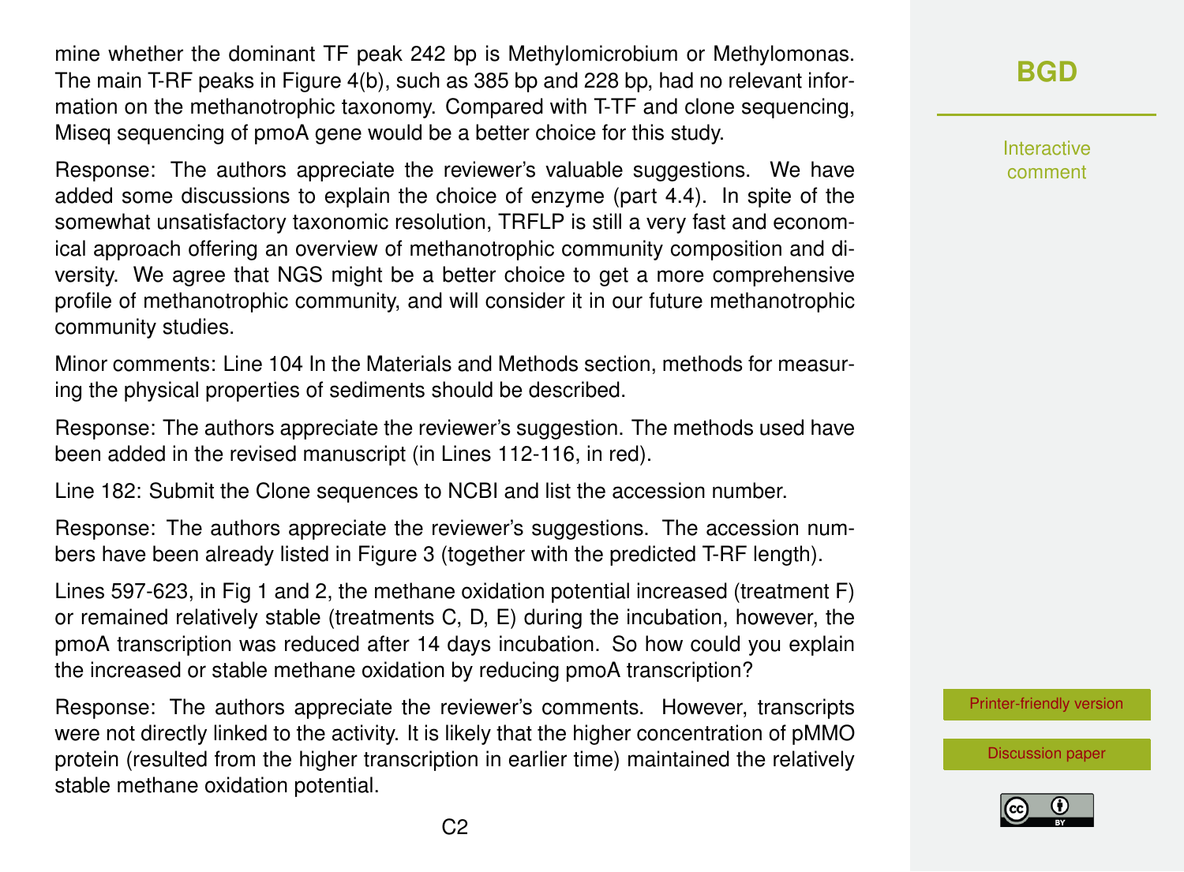mine whether the dominant TF peak 242 bp is Methylomicrobium or Methylomonas. The main T-RF peaks in Figure 4(b), such as 385 bp and 228 bp, had no relevant information on the methanotrophic taxonomy. Compared with T-TF and clone sequencing, Miseq sequencing of pmoA gene would be a better choice for this study.

Response: The authors appreciate the reviewer's valuable suggestions. We have added some discussions to explain the choice of enzyme (part 4.4). In spite of the somewhat unsatisfactory taxonomic resolution, TRFLP is still a very fast and economical approach offering an overview of methanotrophic community composition and diversity. We agree that NGS might be a better choice to get a more comprehensive profile of methanotrophic community, and will consider it in our future methanotrophic community studies.

Minor comments: Line 104 In the Materials and Methods section, methods for measuring the physical properties of sediments should be described.

Response: The authors appreciate the reviewer's suggestion. The methods used have been added in the revised manuscript (in Lines 112-116, in red).

Line 182: Submit the Clone sequences to NCBI and list the accession number.

Response: The authors appreciate the reviewer's suggestions. The accession numbers have been already listed in Figure 3 (together with the predicted T-RF length).

Lines 597-623, in Fig 1 and 2, the methane oxidation potential increased (treatment F) or remained relatively stable (treatments C, D, E) during the incubation, however, the pmoA transcription was reduced after 14 days incubation. So how could you explain the increased or stable methane oxidation by reducing pmoA transcription?

Response: The authors appreciate the reviewer's comments. However, transcripts were not directly linked to the activity. It is likely that the higher concentration of pMMO protein (resulted from the higher transcription in earlier time) maintained the relatively stable methane oxidation potential.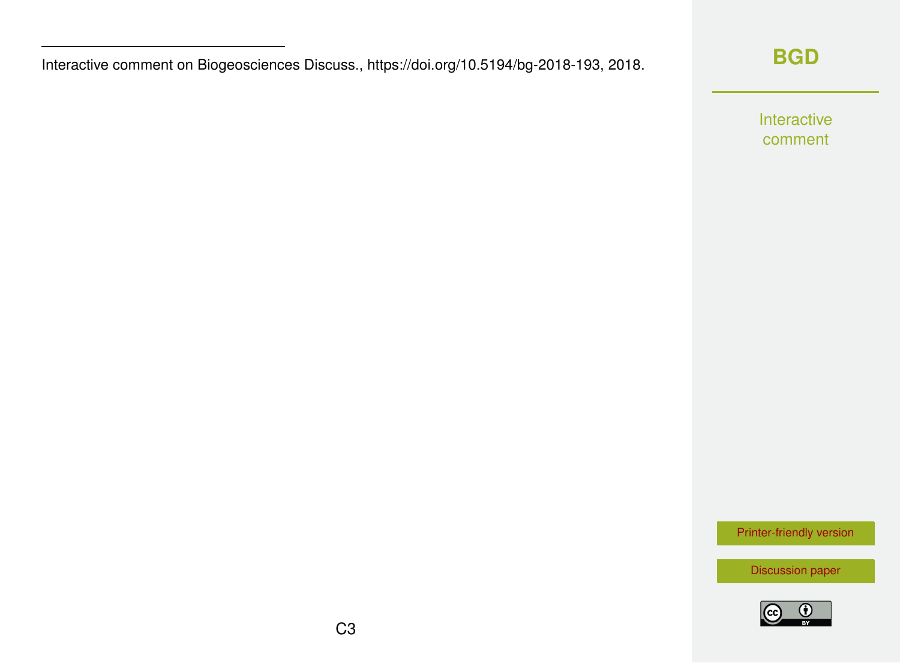Interactive comment on Biogeosciences Discuss., https://doi.org/10.5194/bg-2018-193, 2018.